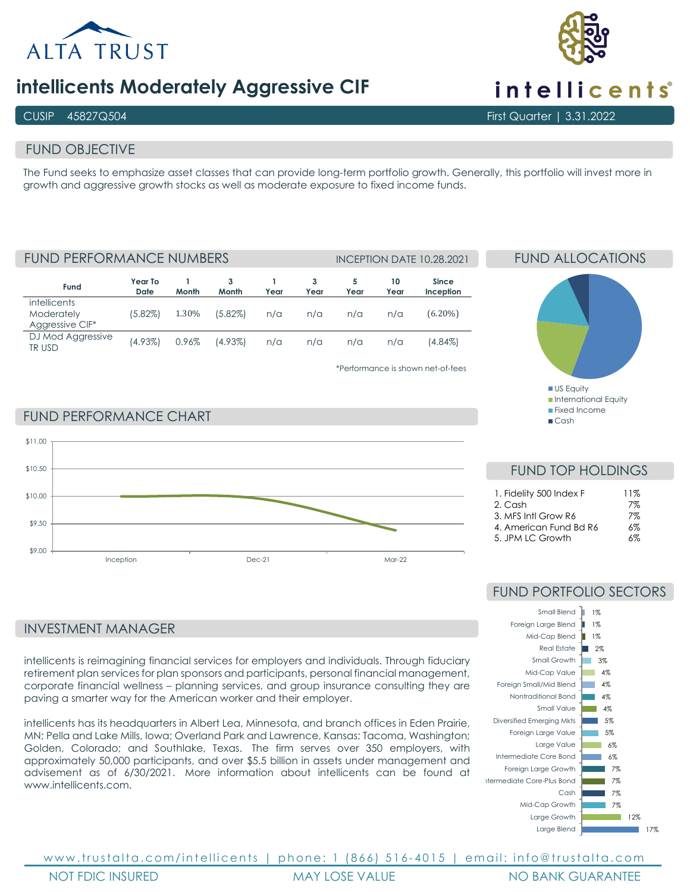ALTA TRUST

# intellicents Moderately Aggressive CIF

intellicents®

CUSIP 45827Q504

First Quarter | 3.31.2022

## FUND OBJECTIVE

The Fund seeks to emphasize asset classes that can provide long-term portfolio growth. Generally, this portfolio will invest more in growth and aggressive growth stocks as well as moderate exposure to fixed income funds.

## FUND PERFORMANCE NUMBERS

INCEPTION DATE 10.28.2021

| Fund | Year To Date | 1 Month | 3 Month | 1 Year | 3 Year | 5 Year | 10 Year | Since Inception |
|---|---|---|---|---|---|---|---|---|
| intellicents Moderately Aggressive CIF* | (5.82%) | 1.30% | (5.82%) | n/a | n/a | n/a | n/a | (6.20%) |
| DJ Mod Aggressive TR USD | (4.93%) | 0.96% | (4.93%) | n/a | n/a | n/a | n/a | (4.84%) |

*Performance is shown net-of-fees

## FUND ALLOCATIONS

US Equity
International Equity
Fixed Income
Cash

## FUND PERFORMANCE CHART

$11.00
$10.50
$10.00
$9.50
$9.00
Inception
Dec-21
Mar-22

## FUND TOP HOLDINGS

| | |
|---|---|
| 1. Fidelity 500 Index F | 11% |
| 2. Cash | 7% |
| 3. MFS Intl Grow R6 | 7% |
| 4. American Fund Bd R6 | 6% |
| 5. JPM LC Growth | 6% |

## FUND PORTFOLIO SECTORS

Small Blend 1%
Foreign Large Blend 1%
Mid-Cap Blend 1%
Real Estate 2%
Small Growth 3%
Mid-Cap Value 4%
Foreign Small/Mid Blend 4%
Nontraditional Bond 4%
Small Value 4%
Diversified Emerging Mkts 5%
Foreign Large Value 5%
Large Value 6%
Intermediate Core Bond 6%
Foreign Large Growth 7%
Intermediate Core-Plus Bond 7%
Cash 7%
Mid-Cap Growth 7%
Large Growth 12%
Large Blend 17%

## INVESTMENT MANAGER

intellicents is reimagining financial services for employers and individuals. Through fiduciary retirement plan services for plan sponsors and participants, personal financial management, corporate financial wellness – planning services, and group insurance consulting they are paving a smarter way for the American worker and their employer.

intellicents has its headquarters in Albert Lea, Minnesota, and branch offices in Eden Prairie, MN; Pella and Lake Mills, Iowa; Overland Park and Lawrence, Kansas; Tacoma, Washington; Golden, Colorado; and Southlake, Texas. The firm serves over 350 employers, with approximately 50,000 participants, and over $5.5 billion in assets under management and advisement as of 6/30/2021. More information about intellicents can be found at www.intellicents.com.

www.trustalta.com/intellicents | phone: 1 (866) 516-4015 | email: info@trustalta.com

NOT FDIC INSURED | MAY LOSE VALUE | NO BANK GUARANTEE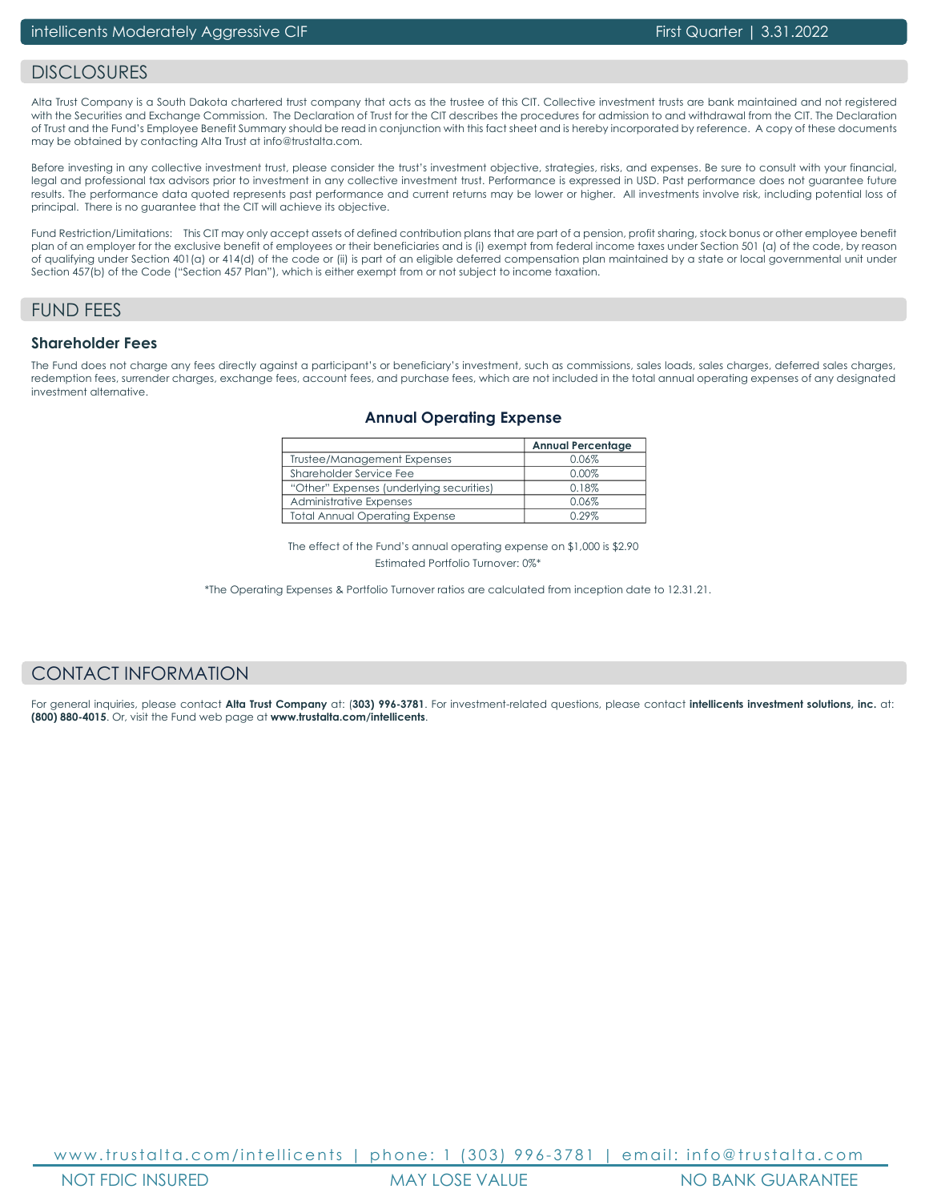## DISCLOSURES

Alta Trust Company is a South Dakota chartered trust company that acts as the trustee of this CIT. Collective investment trusts are bank maintained and not registered with the Securities and Exchange Commission. The Declaration of Trust for the CIT describes the procedures for admission to and withdrawal from the CIT. The Declaration of Trust and the Fund's Employee Benefit Summary should be read in conjunction with this fact sheet and is hereby incorporated by reference. A copy of these documents may be obtained by contacting Alta Trust at info@trustalta.com.

Before investing in any collective investment trust, please consider the trust's investment objective, strategies, risks, and expenses. Be sure to consult with your financial, legal and professional tax advisors prior to investment in any collective investment trust. Performance is expressed in USD. Past performance does not guarantee future results. The performance data quoted represents past performance and current returns may be lower or higher. All investments involve risk, including potential loss of principal. There is no guarantee that the CIT will achieve its objective.

Fund Restriction/Limitations: This CIT may only accept assets of defined contribution plans that are part of a pension, profit sharing, stock bonus or other employee benefit plan of an employer for the exclusive benefit of employees or their beneficiaries and is (i) exempt from federal income taxes under Section 501 (a) of the code, by reason of qualifying under Section 401(a) or 414(d) of the code or (ii) is part of an eligible deferred compensation plan maintained by a state or local governmental unit under Section 457(b) of the Code ("Section 457 Plan"), which is either exempt from or not subject to income taxation.

## FUND FEES

### Shareholder Fees

The Fund does not charge any fees directly against a participant's or beneficiary's investment, such as commissions, sales loads, sales charges, deferred sales charges, redemption fees, surrender charges, exchange fees, account fees, and purchase fees, which are not included in the total annual operating expenses of any designated investment alternative.

**Annual Operating Expense**

| | Annual Percentage |
|---|---|
| Trustee/Management Expenses | 0.06% |
| Shareholder Service Fee | 0.00% |
| "Other" Expenses (underlying securities) | 0.18% |
| Administrative Expenses | 0.06% |
| Total Annual Operating Expense | 0.29% |

The effect of the Fund's annual operating expense on $1,000 is $2.90

Estimated Portfolio Turnover: 0%*

*The Operating Expenses & Portfolio Turnover ratios are calculated from inception date to 12.31.21.

## CONTACT INFORMATION

For general inquiries, please contact **Alta Trust Company** at: (**303) 996-3781**. For investment-related questions, please contact **intellicents investment solutions, inc.** at: **(800) 880-4015**. Or, visit the Fund web page at **www.trustalta.com/intellicents**.

www.trustalta.com/intellicents | phone: 1 (303) 996-3781 | email: info@trustalta.com

NOT FDIC INSURED MAY LOSE VALUE NO BANK GUARANTEE